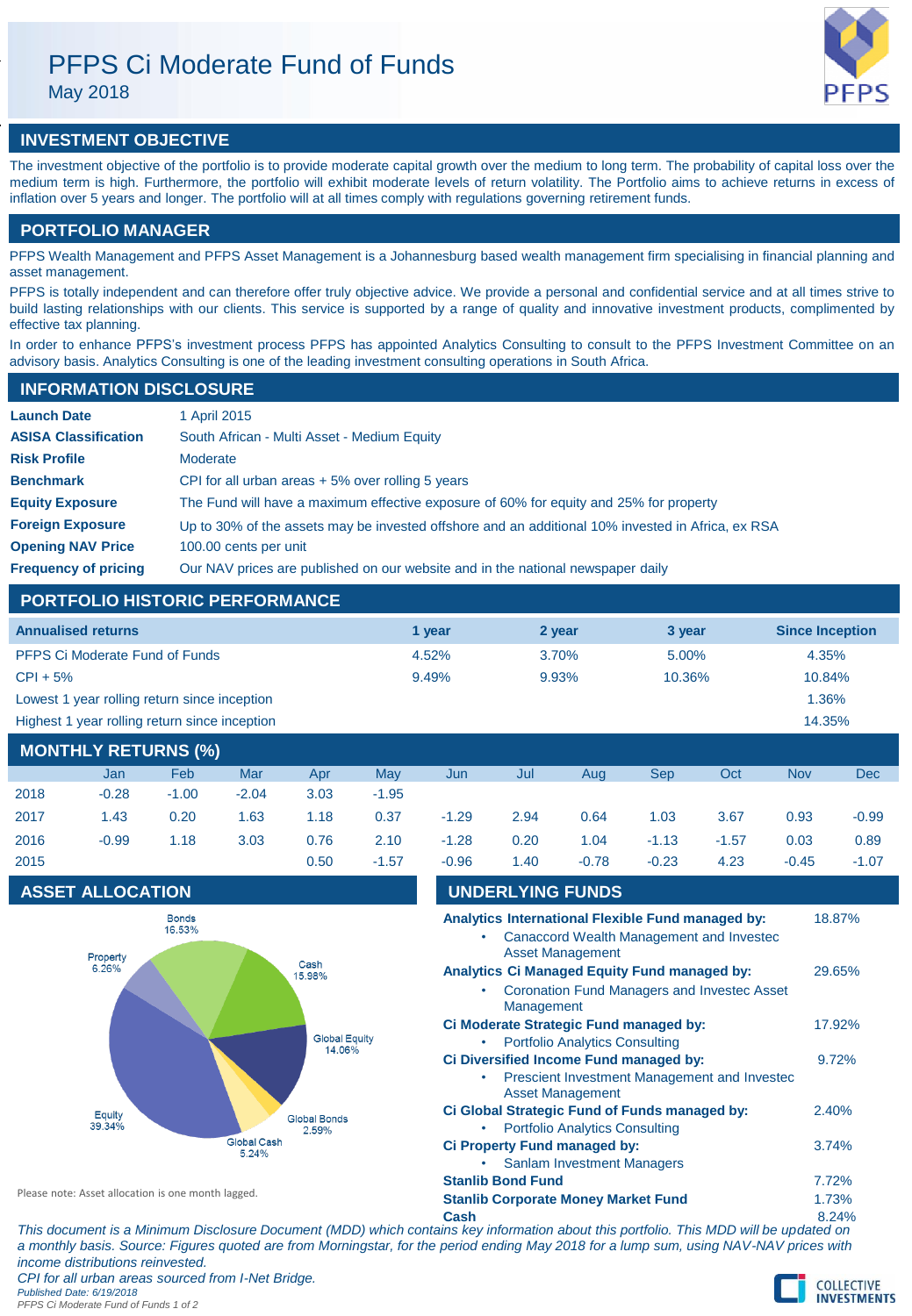# PFPS Ci Moderate Fund of Funds

May 2018

## INVESTMENT OBJECTIVE

The investment objective of the portfolio is to provide moderate capital growth over the medium to long term. The probability of capital loss over the medium term is high. Furthermore, the portfolio will exhibit moderate levels of return volatility. The Portfolio aims to achieve returns in excess of inflation over 5 years and longer. The portfolio will at all times comply with regulations governing retirement funds.

## PORTFOLIO MANAGER

PFPS Wealth Management and PFPS Asset Management is a Johannesburg based wealth management firm specialising in financial planning and asset management.

PFPS is totally independent and can therefore offer truly objective advice. We provide a personal and confidential service and at all times strive to build lasting relationships with our clients. This service is supported by a range of quality and innovative investment products, complimented by effective tax planning.

In order to enhance PFPS's investment process PFPS has appointed Analytics Consulting to consult to the PFPS Investment Committee on an advisory basis. Analytics Consulting is one of the leading investment consulting operations in South Africa.

## INFORMATION DISCLOSURE

| | |
|---|---|
| **Launch Date** | 1 April 2015 |
| **ASISA Classification** | South African - Multi Asset - Medium Equity |
| **Risk Profile** | Moderate |
| **Benchmark** | CPI for all urban areas + 5% over rolling 5 years |
| **Equity Exposure** | The Fund will have a maximum effective exposure of 60% for equity and 25% for property |
| **Foreign Exposure** | Up to 30% of the assets may be invested offshore and an additional 10% invested in Africa, ex RSA |
| **Opening NAV Price** | 100.00 cents per unit |
| **Frequency of pricing** | Our NAV prices are published on our website and in the national newspaper daily |

## PORTFOLIO HISTORIC PERFORMANCE

| Annualised returns | 1 year | 2 year | 3 year | Since Inception |
|---|---|---|---|---|
| PFPS Ci Moderate Fund of Funds | 4.52% | 3.70% | 5.00% | 4.35% |
| CPI + 5% | 9.49% | 9.93% | 10.36% | 10.84% |
| Lowest 1 year rolling return since inception | | | | 1.36% |
| Highest 1 year rolling return since inception | | | | 14.35% |

## MONTHLY RETURNS (%)

| | Jan | Feb | Mar | Apr | May | Jun | Jul | Aug | Sep | Oct | Nov | Dec |
|---|---|---|---|---|---|---|---|---|---|---|---|---|
| 2018 | -0.28 | -1.00 | -2.04 | 3.03 | -1.95 | | | | | | | |
| 2017 | 1.43 | 0.20 | 1.63 | 1.18 | 0.37 | -1.29 | 2.94 | 0.64 | 1.03 | 3.67 | 0.93 | -0.99 |
| 2016 | -0.99 | 1.18 | 3.03 | 0.76 | 2.10 | -1.28 | 0.20 | 1.04 | -1.13 | -1.57 | 0.03 | 0.89 |
| 2015 | | | | 0.50 | -1.57 | -0.96 | 1.40 | -0.78 | -0.23 | 4.23 | -0.45 | -1.07 |

## ASSET ALLOCATION

| Asset | Allocation |
|---|---|
| Bonds | 16.53% |
| Cash | 15.98% |
| Global Equity | 14.06% |
| Global Bonds | 2.59% |
| Global Cash | 5.24% |
| Equity | 39.34% |
| Property | 6.26% |

Please note: Asset allocation is one month lagged.

## UNDERLYING FUNDS

| Fund | Weight |
|---|---|
| **Analytics International Flexible Fund managed by:** Canaccord Wealth Management and Investec Asset Management | 18.87% |
| **Analytics Ci Managed Equity Fund managed by:** Coronation Fund Managers and Investec Asset Management | 29.65% |
| **Ci Moderate Strategic Fund managed by:** Portfolio Analytics Consulting | 17.92% |
| **Ci Diversified Income Fund managed by:** Prescient Investment Management and Investec Asset Management | 9.72% |
| **Ci Global Strategic Fund of Funds managed by:** Portfolio Analytics Consulting | 2.40% |
| **Ci Property Fund managed by:** Sanlam Investment Managers | 3.74% |
| **Stanlib Bond Fund** | 7.72% |
| **Stanlib Corporate Money Market Fund** | 1.73% |
| **Cash** | 8.24% |

*This document is a Minimum Disclosure Document (MDD) which contains key information about this portfolio. This MDD will be updated on a monthly basis. Source: Figures quoted are from Morningstar, for the period ending May 2018 for a lump sum, using NAV-NAV prices with income distributions reinvested.*

*CPI for all urban areas sourced from I-Net Bridge.*

*Published Date: 6/19/2018*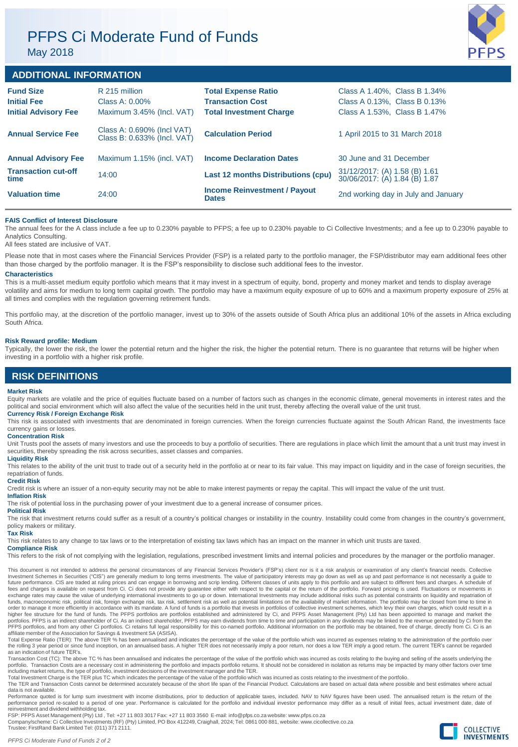# PFPS Ci Moderate Fund of Funds

May 2018

## ADDITIONAL INFORMATION

| | | | |
|---|---|---|---|
| **Fund Size** | R 215 million | **Total Expense Ratio** | Class A 1.40%, Class B 1.34% |
| **Initial Fee** | Class A: 0.00% | **Transaction Cost** | Class A 0.13%, Class B 0.13% |
| **Initial Advisory Fee** | Maximum 3.45% (Incl. VAT) | **Total Investment Charge** | Class A 1.53%, Class B 1.47% |
| **Annual Service Fee** | Class A: 0.690% (Incl VAT) Class B: 0.633% (Incl. VAT) | **Calculation Period** | 1 April 2015 to 31 March 2018 |
| **Annual Advisory Fee** | Maximum 1.15% (incl. VAT) | **Income Declaration Dates** | 30 June and 31 December |
| **Transaction cut-off time** | 14:00 | **Last 12 months Distributions (cpu)** | 31/12/2017: (A) 1.58 (B) 1.61 30/06/2017: (A) 1.84 (B) 1.87 |
| **Valuation time** | 24:00 | **Income Reinvestment / Payout Dates** | 2nd working day in July and January |

**FAIS Conflict of Interest Disclosure**

The annual fees for the A class include a fee up to 0.230% payable to PFPS; a fee up to 0.230% payable to Ci Collective Investments; and a fee up to 0.230% payable to Analytics Consulting.
All fees stated are inclusive of VAT.

Please note that in most cases where the Financial Services Provider (FSP) is a related party to the portfolio manager, the FSP/distributor may earn additional fees other than those charged by the portfolio manager. It is the FSP's responsibility to disclose such additional fees to the investor.

**Characteristics**

This is a multi-asset medium equity portfolio which means that it may invest in a spectrum of equity, bond, property and money market and tends to display average volatility and aims for medium to long term capital growth. The portfolio may have a maximum equity exposure of up to 60% and a maximum property exposure of 25% at all times and complies with the regulation governing retirement funds.

This portfolio may, at the discretion of the portfolio manager, invest up to 30% of the assets outside of South Africa plus an additional 10% of the assets in Africa excluding South Africa.

**Risk Reward profile: Medium**

Typically, the lower the risk, the lower the potential return and the higher the risk, the higher the potential return. There is no guarantee that returns will be higher when investing in a portfolio with a higher risk profile.

## RISK DEFINITIONS

**Market Risk**

Equity markets are volatile and the price of equities fluctuate based on a number of factors such as changes in the economic climate, general movements in interest rates and the political and social environment which will also affect the value of the securities held in the unit trust, thereby affecting the overall value of the unit trust.

**Currency Risk / Foreign Exchange Risk**

This risk is associated with investments that are denominated in foreign currencies. When the foreign currencies fluctuate against the South African Rand, the investments face currency gains or losses.

**Concentration Risk**

Unit Trusts pool the assets of many investors and use the proceeds to buy a portfolio of securities. There are regulations in place which limit the amount that a unit trust may invest in securities, thereby spreading the risk across securities, asset classes and companies.

**Liquidity Risk**

This relates to the ability of the unit trust to trade out of a security held in the portfolio at or near to its fair value. This may impact on liquidity and in the case of foreign securities, the repatriation of funds.

**Credit Risk**

Credit risk is where an issuer of a non-equity security may not be able to make interest payments or repay the capital. This will impact the value of the unit trust.

**Inflation Risk**

The risk of potential loss in the purchasing power of your investment due to a general increase of consumer prices.

**Political Risk**

The risk that investment returns could suffer as a result of a country's political changes or instability in the country. Instability could come from changes in the country's government, policy makers or military.

**Tax Risk**

This risk relates to any change to tax laws or to the interpretation of existing tax laws which has an impact on the manner in which unit trusts are taxed.

**Compliance Risk**

This refers to the risk of not complying with the legislation, regulations, prescribed investment limits and internal policies and procedures by the manager or the portfolio manager.

This document is not intended to address the personal circumstances of any Financial Services Provider's (FSP's) client nor is it a risk analysis or examination of any client's financial needs. Collective Investment Schemes in Securities ("CIS") are generally medium to long terms investments. The value of participatory interests may go down as well as up and past performance is not necessarily a guide to future performance. CIS are traded at ruling prices and can engage in borrowing and scrip lending. Different classes of units apply to this portfolio and are subject to different fees and charges. A schedule of fees and charges is available on request from Ci. Ci does not provide any guarantee either with respect to the capital or the return of the portfolio. Forward pricing is used. Fluctuations or movements in exchange rates may cause the value of underlying international investments to go up or down. International Investments may include additional risks such as potential constraints on liquidity and repatriation of funds, macroeconomic risk, political risk, foreign exchange risk, tax risk, settlement risk as well as potential limitations on the availability of market information. The portfolio may be closed from time to time in order to manage it more efficiently in accordance with its mandate. A fund of funds is a portfolio that invests in portfolios of collective investment schemes, which levy their own charges, which could result in a higher fee structure for the fund of funds. The PFPS portfolios are portfolios established and administered by Ci, and PFPS Asset Management (Pty) Ltd has been appointed to manage and market the portfolios. PFPS is an indirect shareholder of Ci. As an indirect shareholder, PFPS may earn dividends from time to time and participation in any dividends may be linked to the revenue generated by Ci from the PFPS portfolios, and from any other Ci portfolios. Ci retains full legal responsibility for this co-named portfolio. Additional information on the portfolio may be obtained, free of charge, directly from Ci. Ci is an affiliate member of the Association for Savings & Investment SA (ASISA).

Total Expense Ratio (TER): The above TER % has been annualised and indicates the percentage of the value of the portfolio which was incurred as expenses relating to the administration of the portfolio over the rolling 3 year period or since fund inception, on an annualised basis. A higher TER does not necessarily imply a poor return, nor does a low TER imply a good return. The current TER's cannot be regarded as an indication of future TER's.

Transaction Cost (TC): The above TC % has been annualised and indicates the percentage of the value of the portfolio which was incurred as costs relating to the buying and selling of the assets underlying the portfolio. Transaction Costs are a necessary cost in administering the portfolio and impacts portfolio returns. It should not be considered in isolation as returns may be impacted by many other factors over time including market returns, the type of portfolio, investment decisions of the investment manager and the TER.

Total Investment Charge is the TER plus TC which indicates the percentage of the value of the portfolio which was incurred as costs relating to the investment of the portfolio.

The TER and Transaction Costs cannot be determined accurately because of the short life span of the Financial Product. Calculations are based on actual data where possible and best estimates where actual data is not available.

Performance quoted is for lump sum investment with income distributions, prior to deduction of applicable taxes, included. NAV to NAV figures have been used. The annualised return is the return of the performance period re-scaled to a period of one year. Performance is calculated for the portfolio and individual investor performance may differ as a result of initial fees, actual investment date, date of reinvestment and dividend withholding tax.

FSP: PFPS Asset Management (Pty) Ltd , Tel: +27 11 803 3017 Fax: +27 11 803 3560 E-mail: info@pfps.co.za website: www.pfps.co.za
Company/scheme: Ci Collective Investments (RF) (Pty) Limited, PO Box 412249, Craighall, 2024; Tel: 0861 000 881, website: www.cicollective.co.za
Trustee: FirstRand Bank Limited Tel: (011) 371 2111.